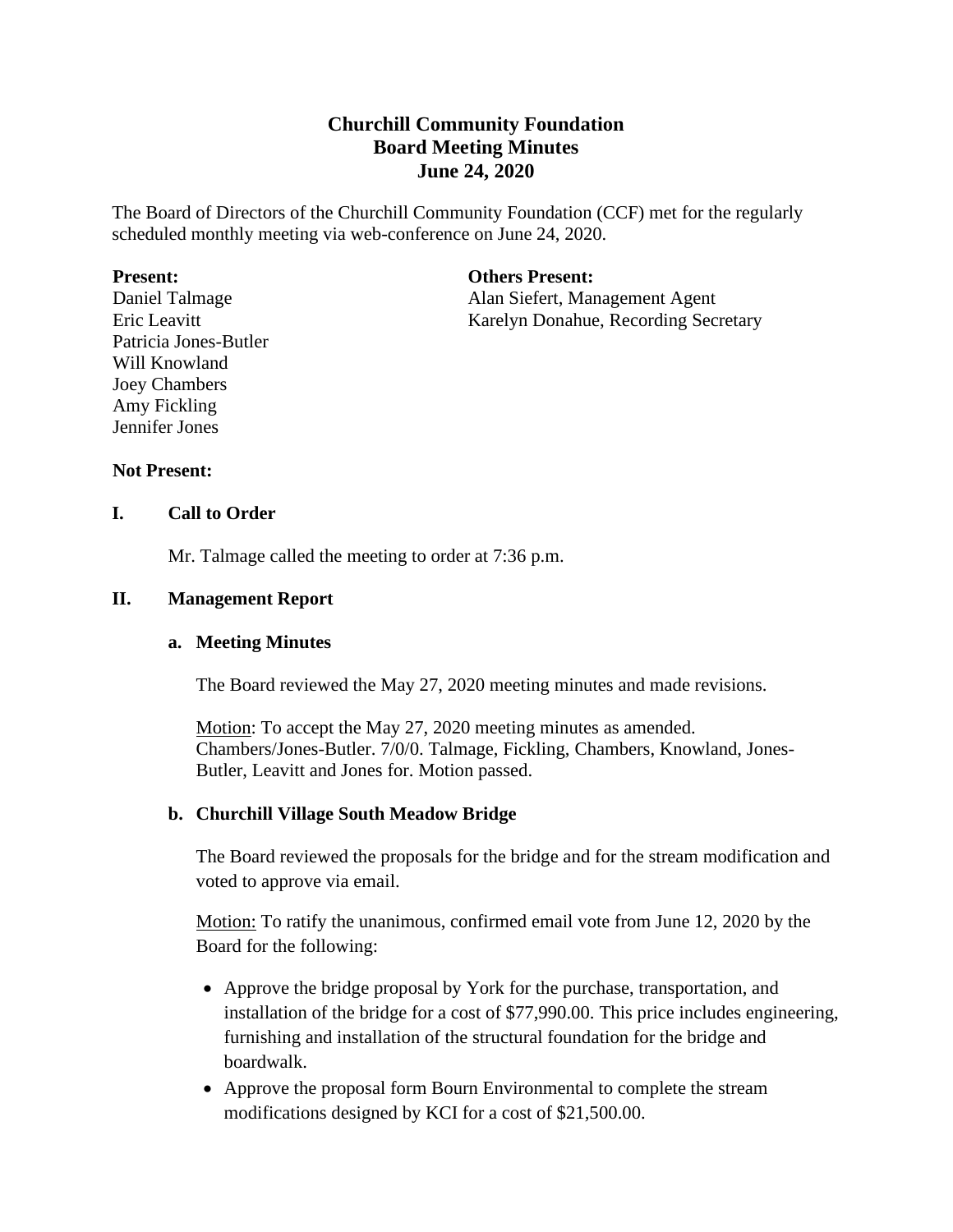# Churchill Community Foundation
## Board Meeting Minutes
## June 24, 2020

The Board of Directors of the Churchill Community Foundation (CCF) met for the regularly scheduled monthly meeting via web-conference on June 24, 2020.

**Present:**
Daniel Talmage
Eric Leavitt
Patricia Jones-Butler
Will Knowland
Joey Chambers
Amy Fickling
Jennifer Jones

**Others Present:**
Alan Siefert, Management Agent
Karelyn Donahue, Recording Secretary

**Not Present:**

### I. Call to Order

Mr. Talmage called the meeting to order at 7:36 p.m.

### II. Management Report

#### a. Meeting Minutes

The Board reviewed the May 27, 2020 meeting minutes and made revisions.

Motion: To accept the May 27, 2020 meeting minutes as amended. Chambers/Jones-Butler. 7/0/0. Talmage, Fickling, Chambers, Knowland, Jones-Butler, Leavitt and Jones for. Motion passed.

#### b. Churchill Village South Meadow Bridge

The Board reviewed the proposals for the bridge and for the stream modification and voted to approve via email.

Motion: To ratify the unanimous, confirmed email vote from June 12, 2020 by the Board for the following:

- Approve the bridge proposal by York for the purchase, transportation, and installation of the bridge for a cost of $77,990.00. This price includes engineering, furnishing and installation of the structural foundation for the bridge and boardwalk.
- Approve the proposal form Bourn Environmental to complete the stream modifications designed by KCI for a cost of $21,500.00.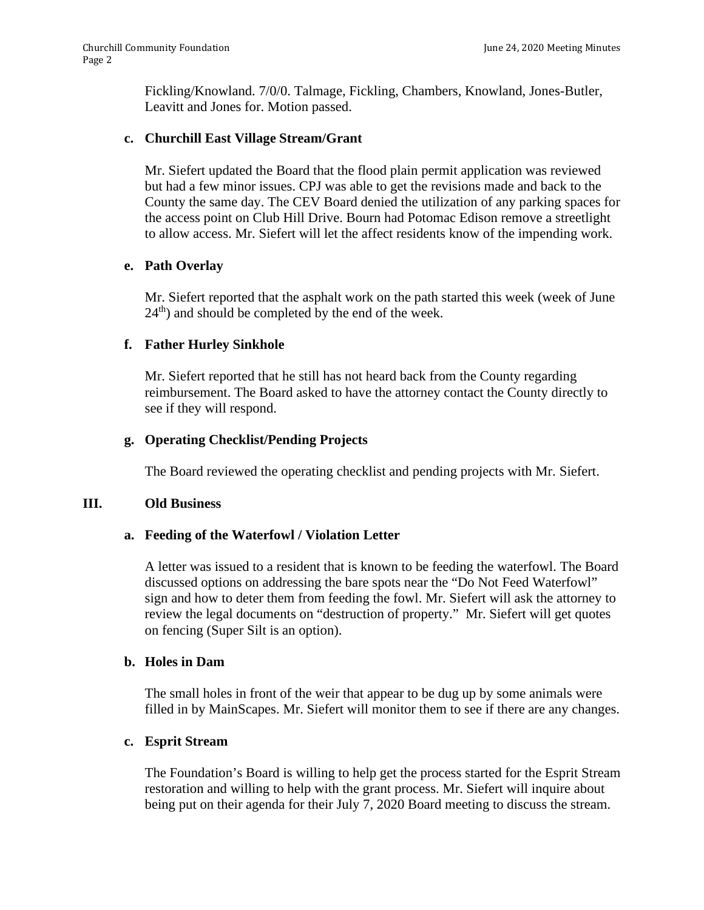Fickling/Knowland. 7/0/0. Talmage, Fickling, Chambers, Knowland, Jones-Butler, Leavitt and Jones for. Motion passed.

**c. Churchill East Village Stream/Grant**

Mr. Siefert updated the Board that the flood plain permit application was reviewed but had a few minor issues. CPJ was able to get the revisions made and back to the County the same day. The CEV Board denied the utilization of any parking spaces for the access point on Club Hill Drive. Bourn had Potomac Edison remove a streetlight to allow access. Mr. Siefert will let the affect residents know of the impending work.

**e. Path Overlay**

Mr. Siefert reported that the asphalt work on the path started this week (week of June 24th) and should be completed by the end of the week.

**f. Father Hurley Sinkhole**

Mr. Siefert reported that he still has not heard back from the County regarding reimbursement. The Board asked to have the attorney contact the County directly to see if they will respond.

**g. Operating Checklist/Pending Projects**

The Board reviewed the operating checklist and pending projects with Mr. Siefert.

## III. Old Business

**a. Feeding of the Waterfowl / Violation Letter**

A letter was issued to a resident that is known to be feeding the waterfowl. The Board discussed options on addressing the bare spots near the "Do Not Feed Waterfowl" sign and how to deter them from feeding the fowl. Mr. Siefert will ask the attorney to review the legal documents on "destruction of property." Mr. Siefert will get quotes on fencing (Super Silt is an option).

**b. Holes in Dam**

The small holes in front of the weir that appear to be dug up by some animals were filled in by MainScapes. Mr. Siefert will monitor them to see if there are any changes.

**c. Esprit Stream**

The Foundation's Board is willing to help get the process started for the Esprit Stream restoration and willing to help with the grant process. Mr. Siefert will inquire about being put on their agenda for their July 7, 2020 Board meeting to discuss the stream.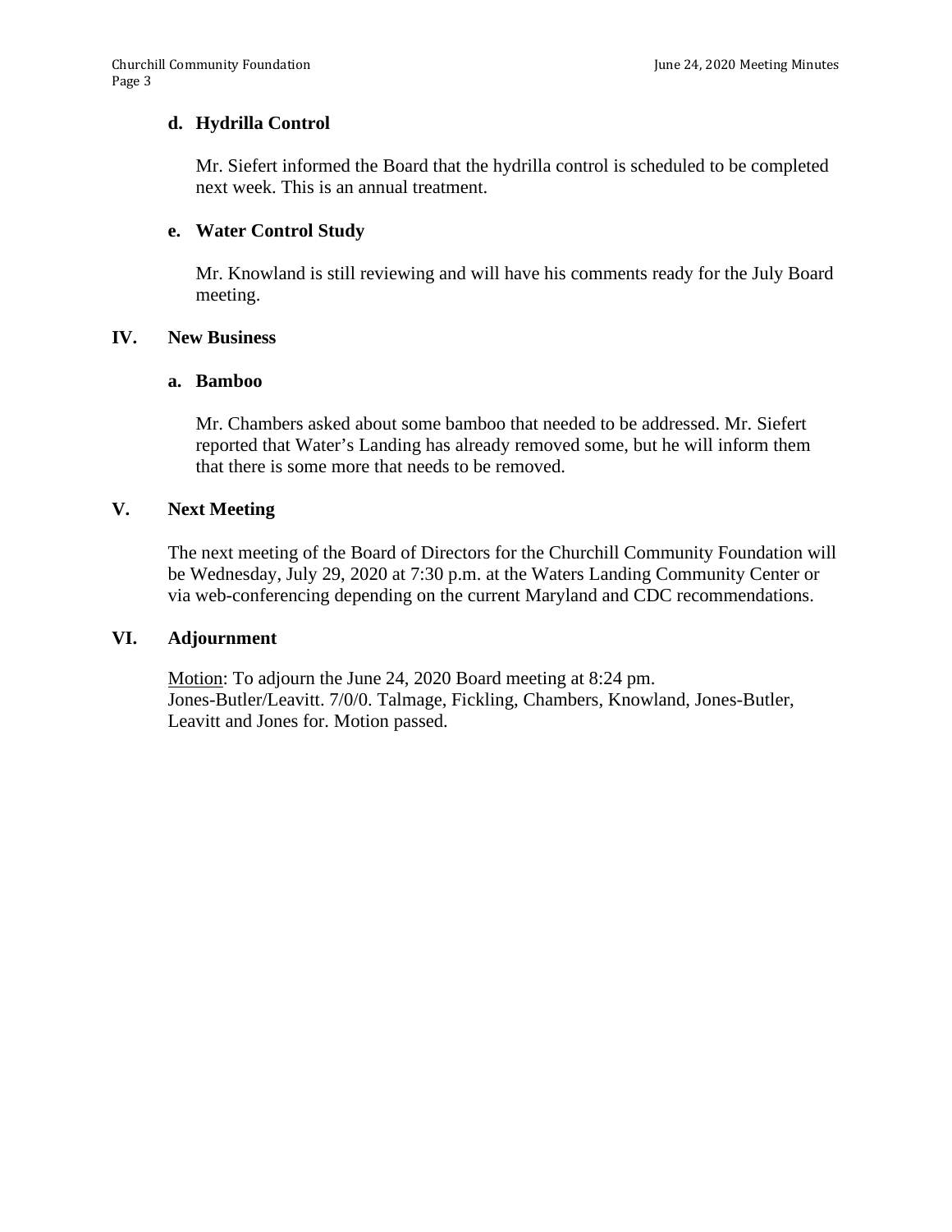### d. Hydrilla Control

Mr. Siefert informed the Board that the hydrilla control is scheduled to be completed next week. This is an annual treatment.

### e. Water Control Study

Mr. Knowland is still reviewing and will have his comments ready for the July Board meeting.

## IV. New Business

### a. Bamboo

Mr. Chambers asked about some bamboo that needed to be addressed. Mr. Siefert reported that Water's Landing has already removed some, but he will inform them that there is some more that needs to be removed.

## V. Next Meeting

The next meeting of the Board of Directors for the Churchill Community Foundation will be Wednesday, July 29, 2020 at 7:30 p.m. at the Waters Landing Community Center or via web-conferencing depending on the current Maryland and CDC recommendations.

## VI. Adjournment

Motion: To adjourn the June 24, 2020 Board meeting at 8:24 pm.
Jones-Butler/Leavitt. 7/0/0. Talmage, Fickling, Chambers, Knowland, Jones-Butler, Leavitt and Jones for. Motion passed.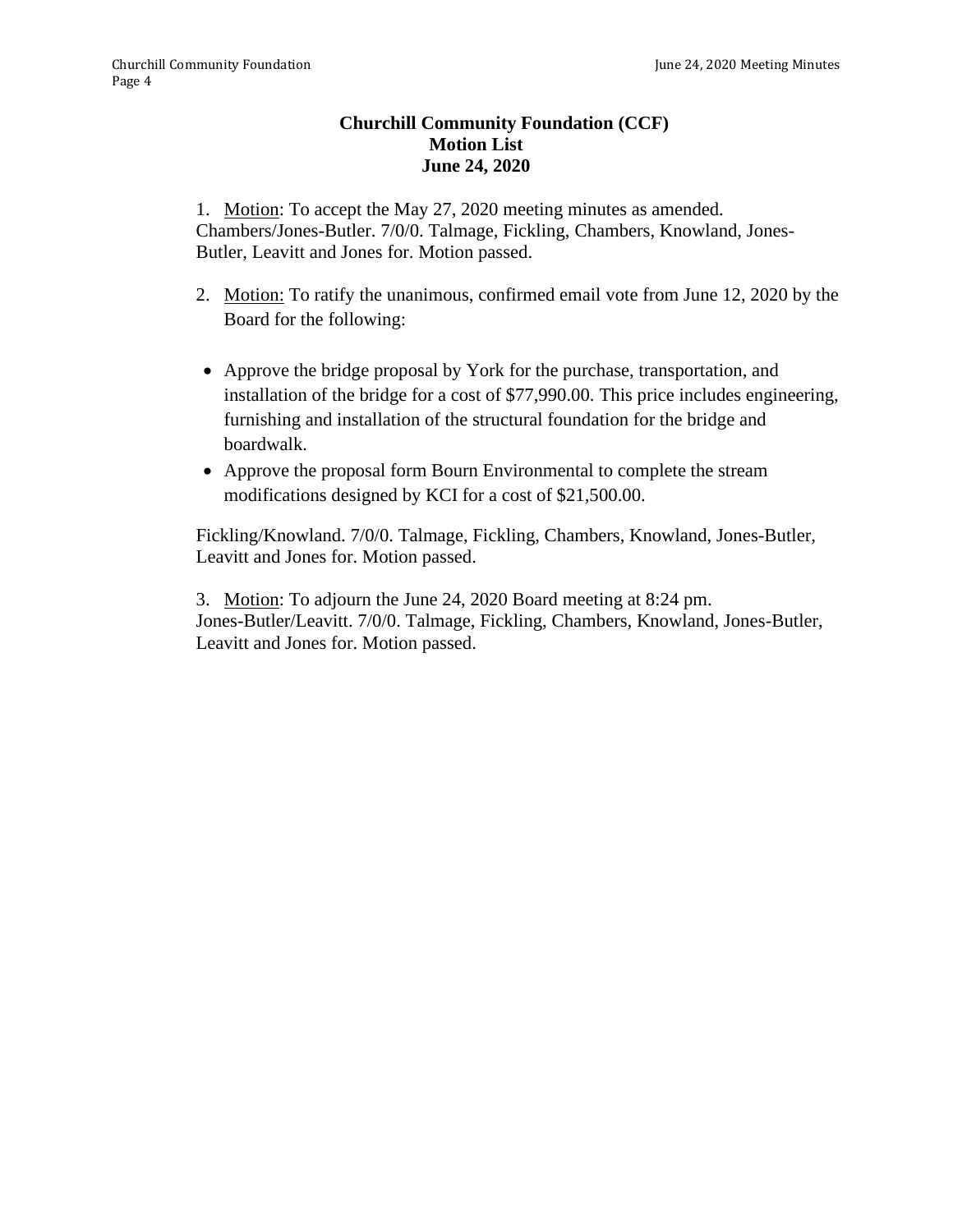**Churchill Community Foundation (CCF)**
**Motion List**
**June 24, 2020**

1. Motion: To accept the May 27, 2020 meeting minutes as amended. Chambers/Jones-Butler. 7/0/0. Talmage, Fickling, Chambers, Knowland, Jones-Butler, Leavitt and Jones for. Motion passed.

2. Motion: To ratify the unanimous, confirmed email vote from June 12, 2020 by the Board for the following:

- Approve the bridge proposal by York for the purchase, transportation, and installation of the bridge for a cost of $77,990.00. This price includes engineering, furnishing and installation of the structural foundation for the bridge and boardwalk.
- Approve the proposal form Bourn Environmental to complete the stream modifications designed by KCI for a cost of $21,500.00.

Fickling/Knowland. 7/0/0. Talmage, Fickling, Chambers, Knowland, Jones-Butler, Leavitt and Jones for. Motion passed.

3. Motion: To adjourn the June 24, 2020 Board meeting at 8:24 pm. Jones-Butler/Leavitt. 7/0/0. Talmage, Fickling, Chambers, Knowland, Jones-Butler, Leavitt and Jones for. Motion passed.